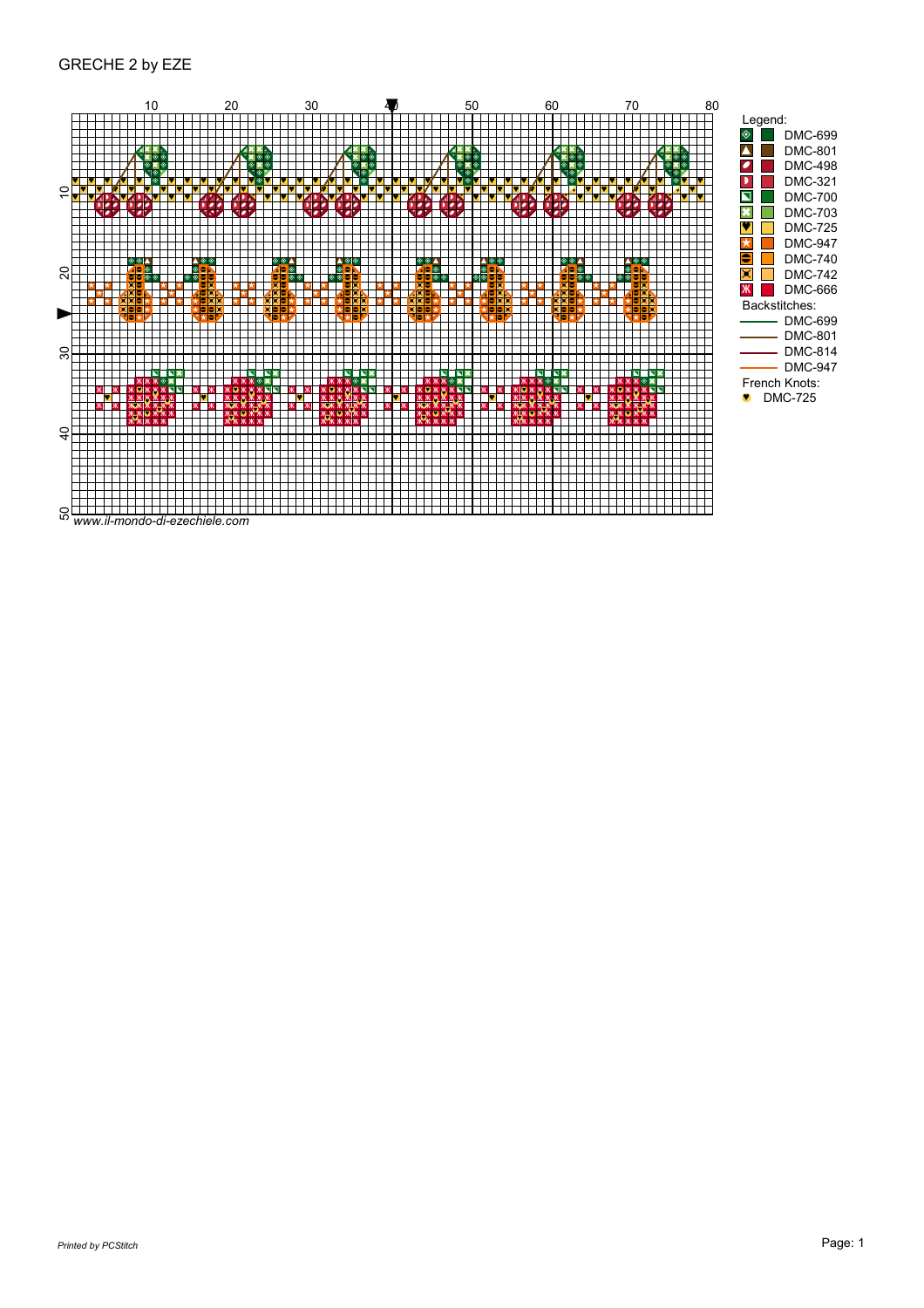GRECHE 2 by EZE

10 20 30 40 50 60 70 80

10

20

30

40

50

www.il-mondo-di-ezechiele.com

Legend:

DMC-699
DMC-801
DMC-498
DMC-321
DMC-700
DMC-703
DMC-725
DMC-947
DMC-740
DMC-742
DMC-666

Backstitches:

DMC-699
DMC-801
DMC-814
DMC-947

French Knots:

DMC-725

*Printed by PCStitch*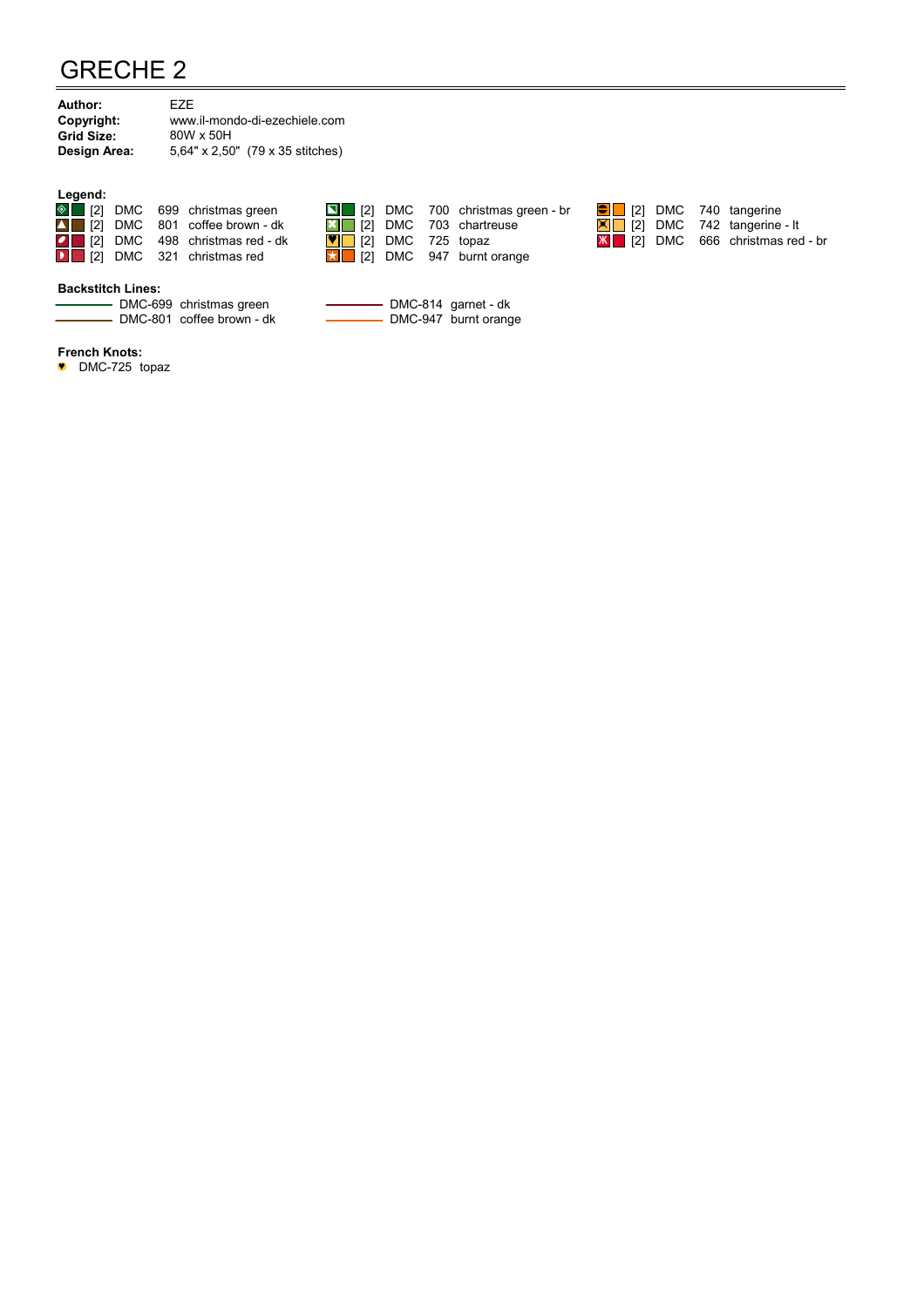# GRECHE 2

**Author:** EZE
**Copyright:** www.il-mondo-di-ezechiele.com
**Grid Size:** 80W x 50H
**Design Area:** 5,64" x 2,50" (79 x 35 stitches)

**Legend:**

| | | | |
|---|---|---|---|
| [2] | DMC | 699 | christmas green |
| [2] | DMC | 801 | coffee brown - dk |
| [2] | DMC | 498 | christmas red - dk |
| [2] | DMC | 321 | christmas red |
| [2] | DMC | 700 | christmas green - br |
| [2] | DMC | 703 | chartreuse |
| [2] | DMC | 725 | topaz |
| [2] | DMC | 947 | burnt orange |
| [2] | DMC | 740 | tangerine |
| [2] | DMC | 742 | tangerine - lt |
| [2] | DMC | 666 | christmas red - br |

**Backstitch Lines:**

- DMC-699 christmas green
- DMC-801 coffee brown - dk
- DMC-814 garnet - dk
- DMC-947 burnt orange

**French Knots:**

- DMC-725 topaz